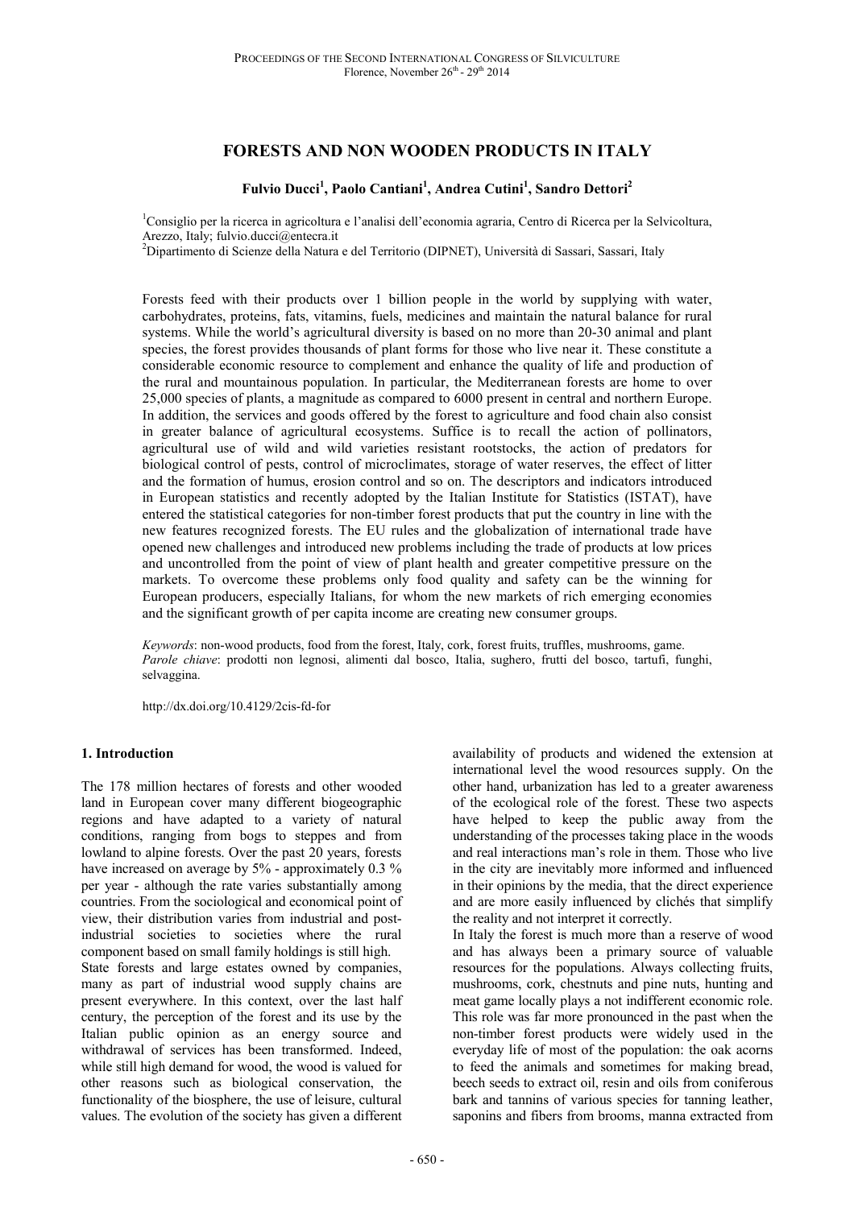# FORESTS AND NON WOODEN PRODUCTS IN ITALY

**Fulvio Ducci[1], Paolo Cantiani[1], Andrea Cutini[1], Sandro Dettori[2]**

[1]Consiglio per la ricerca in agricoltura e l'analisi dell'economia agraria, Centro di Ricerca per la Selvicoltura, Arezzo, Italy; fulvio.ducci@entecra.it

[2]Dipartimento di Scienze della Natura e del Territorio (DIPNET), Università di Sassari, Sassari, Italy

Forests feed with their products over 1 billion people in the world by supplying with water, carbohydrates, proteins, fats, vitamins, fuels, medicines and maintain the natural balance for rural systems. While the world's agricultural diversity is based on no more than 20-30 animal and plant species, the forest provides thousands of plant forms for those who live near it. These constitute a considerable economic resource to complement and enhance the quality of life and production of the rural and mountainous population. In particular, the Mediterranean forests are home to over 25,000 species of plants, a magnitude as compared to 6000 present in central and northern Europe. In addition, the services and goods offered by the forest to agriculture and food chain also consist in greater balance of agricultural ecosystems. Suffice is to recall the action of pollinators, agricultural use of wild and wild varieties resistant rootstocks, the action of predators for biological control of pests, control of microclimates, storage of water reserves, the effect of litter and the formation of humus, erosion control and so on. The descriptors and indicators introduced in European statistics and recently adopted by the Italian Institute for Statistics (ISTAT), have entered the statistical categories for non-timber forest products that put the country in line with the new features recognized forests. The EU rules and the globalization of international trade have opened new challenges and introduced new problems including the trade of products at low prices and uncontrolled from the point of view of plant health and greater competitive pressure on the markets. To overcome these problems only food quality and safety can be the winning for European producers, especially Italians, for whom the new markets of rich emerging economies and the significant growth of per capita income are creating new consumer groups.

*Keywords*: non-wood products, food from the forest, Italy, cork, forest fruits, truffles, mushrooms, game.
*Parole chiave*: prodotti non legnosi, alimenti dal bosco, Italia, sughero, frutti del bosco, tartufi, funghi, selvaggina.

http://dx.doi.org/10.4129/2cis-fd-for

## 1. Introduction

The 178 million hectares of forests and other wooded land in European cover many different biogeographic regions and have adapted to a variety of natural conditions, ranging from bogs to steppes and from lowland to alpine forests. Over the past 20 years, forests have increased on average by 5% - approximately 0.3 % per year - although the rate varies substantially among countries. From the sociological and economical point of view, their distribution varies from industrial and post-industrial societies to societies where the rural component based on small family holdings is still high.

State forests and large estates owned by companies, many as part of industrial wood supply chains are present everywhere. In this context, over the last half century, the perception of the forest and its use by the Italian public opinion as an energy source and withdrawal of services has been transformed. Indeed, while still high demand for wood, the wood is valued for other reasons such as biological conservation, the functionality of the biosphere, the use of leisure, cultural values. The evolution of the society has given a different availability of products and widened the extension at international level the wood resources supply. On the other hand, urbanization has led to a greater awareness of the ecological role of the forest. These two aspects have helped to keep the public away from the understanding of the processes taking place in the woods and real interactions man's role in them. Those who live in the city are inevitably more informed and influenced in their opinions by the media, that the direct experience and are more easily influenced by clichés that simplify the reality and not interpret it correctly.

In Italy the forest is much more than a reserve of wood and has always been a primary source of valuable resources for the populations. Always collecting fruits, mushrooms, cork, chestnuts and pine nuts, hunting and meat game locally plays a not indifferent economic role. This role was far more pronounced in the past when the non-timber forest products were widely used in the everyday life of most of the population: the oak acorns to feed the animals and sometimes for making bread, beech seeds to extract oil, resin and oils from coniferous bark and tannins of various species for tanning leather, saponins and fibers from brooms, manna extracted from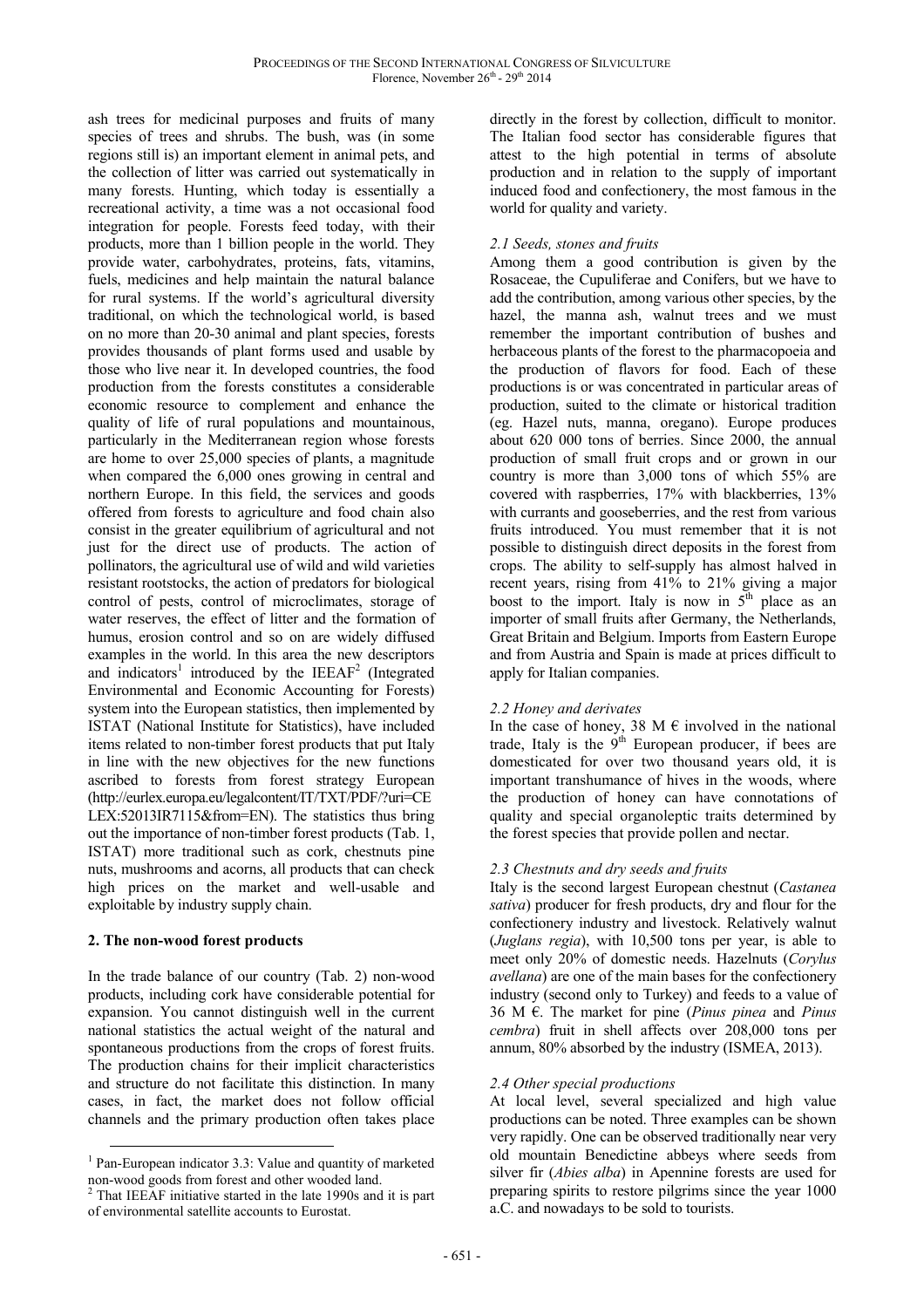ash trees for medicinal purposes and fruits of many species of trees and shrubs. The bush, was (in some regions still is) an important element in animal pets, and the collection of litter was carried out systematically in many forests. Hunting, which today is essentially a recreational activity, a time was a not occasional food integration for people. Forests feed today, with their products, more than 1 billion people in the world. They provide water, carbohydrates, proteins, fats, vitamins, fuels, medicines and help maintain the natural balance for rural systems. If the world's agricultural diversity traditional, on which the technological world, is based on no more than 20-30 animal and plant species, forests provides thousands of plant forms used and usable by those who live near it. In developed countries, the food production from the forests constitutes a considerable economic resource to complement and enhance the quality of life of rural populations and mountainous, particularly in the Mediterranean region whose forests are home to over 25,000 species of plants, a magnitude when compared the 6,000 ones growing in central and northern Europe. In this field, the services and goods offered from forests to agriculture and food chain also consist in the greater equilibrium of agricultural and not just for the direct use of products. The action of pollinators, the agricultural use of wild and wild varieties resistant rootstocks, the action of predators for biological control of pests, control of microclimates, storage of water reserves, the effect of litter and the formation of humus, erosion control and so on are widely diffused examples in the world. In this area the new descriptors and indicators[1] introduced by the IEEAF[2] (Integrated Environmental and Economic Accounting for Forests) system into the European statistics, then implemented by ISTAT (National Institute for Statistics), have included items related to non-timber forest products that put Italy in line with the new objectives for the new functions ascribed to forests from forest strategy European (http://eurlex.europa.eu/legalcontent/IT/TXT/PDF/?uri=CELEX:52013IR7115&from=EN). The statistics thus bring out the importance of non-timber forest products (Tab. 1, ISTAT) more traditional such as cork, chestnuts pine nuts, mushrooms and acorns, all products that can check high prices on the market and well-usable and exploitable by industry supply chain.

## 2. The non-wood forest products

In the trade balance of our country (Tab. 2) non-wood products, including cork have considerable potential for expansion. You cannot distinguish well in the current national statistics the actual weight of the natural and spontaneous productions from the crops of forest fruits. The production chains for their implicit characteristics and structure do not facilitate this distinction. In many cases, in fact, the market does not follow official channels and the primary production often takes place directly in the forest by collection, difficult to monitor. The Italian food sector has considerable figures that attest to the high potential in terms of absolute production and in relation to the supply of important induced food and confectionery, the most famous in the world for quality and variety.

### *2.1 Seeds, stones and fruits*

Among them a good contribution is given by the Rosaceae, the Cupuliferae and Conifers, but we have to add the contribution, among various other species, by the hazel, the manna ash, walnut trees and we must remember the important contribution of bushes and herbaceous plants of the forest to the pharmacopoeia and the production of flavors for food. Each of these productions is or was concentrated in particular areas of production, suited to the climate or historical tradition (eg. Hazel nuts, manna, oregano). Europe produces about 620 000 tons of berries. Since 2000, the annual production of small fruit crops and or grown in our country is more than 3,000 tons of which 55% are covered with raspberries, 17% with blackberries, 13% with currants and gooseberries, and the rest from various fruits introduced. You must remember that it is not possible to distinguish direct deposits in the forest from crops. The ability to self-supply has almost halved in recent years, rising from 41% to 21% giving a major boost to the import. Italy is now in 5[th] place as an importer of small fruits after Germany, the Netherlands, Great Britain and Belgium. Imports from Eastern Europe and from Austria and Spain is made at prices difficult to apply for Italian companies.

### *2.2 Honey and derivates*

In the case of honey, 38 M € involved in the national trade, Italy is the 9[th] European producer, if bees are domesticated for over two thousand years old, it is important transhumance of hives in the woods, where the production of honey can have connotations of quality and special organoleptic traits determined by the forest species that provide pollen and nectar.

### *2.3 Chestnuts and dry seeds and fruits*

Italy is the second largest European chestnut (*Castanea sativa*) producer for fresh products, dry and flour for the confectionery industry and livestock. Relatively walnut (*Juglans regia*), with 10,500 tons per year, is able to meet only 20% of domestic needs. Hazelnuts (*Corylus avellana*) are one of the main bases for the confectionery industry (second only to Turkey) and feeds to a value of 36 M €. The market for pine (*Pinus pinea* and *Pinus cembra*) fruit in shell affects over 208,000 tons per annum, 80% absorbed by the industry (ISMEA, 2013).

### *2.4 Other special productions*

At local level, several specialized and high value productions can be noted. Three examples can be shown very rapidly. One can be observed traditionally near very old mountain Benedictine abbeys where seeds from silver fir (*Abies alba*) in Apennine forests are used for preparing spirits to restore pilgrims since the year 1000 a.C. and nowadays to be sold to tourists.

---

[1] Pan-European indicator 3.3: Value and quantity of marketed non-wood goods from forest and other wooded land.

[2] That IEEAF initiative started in the late 1990s and it is part of environmental satellite accounts to Eurostat.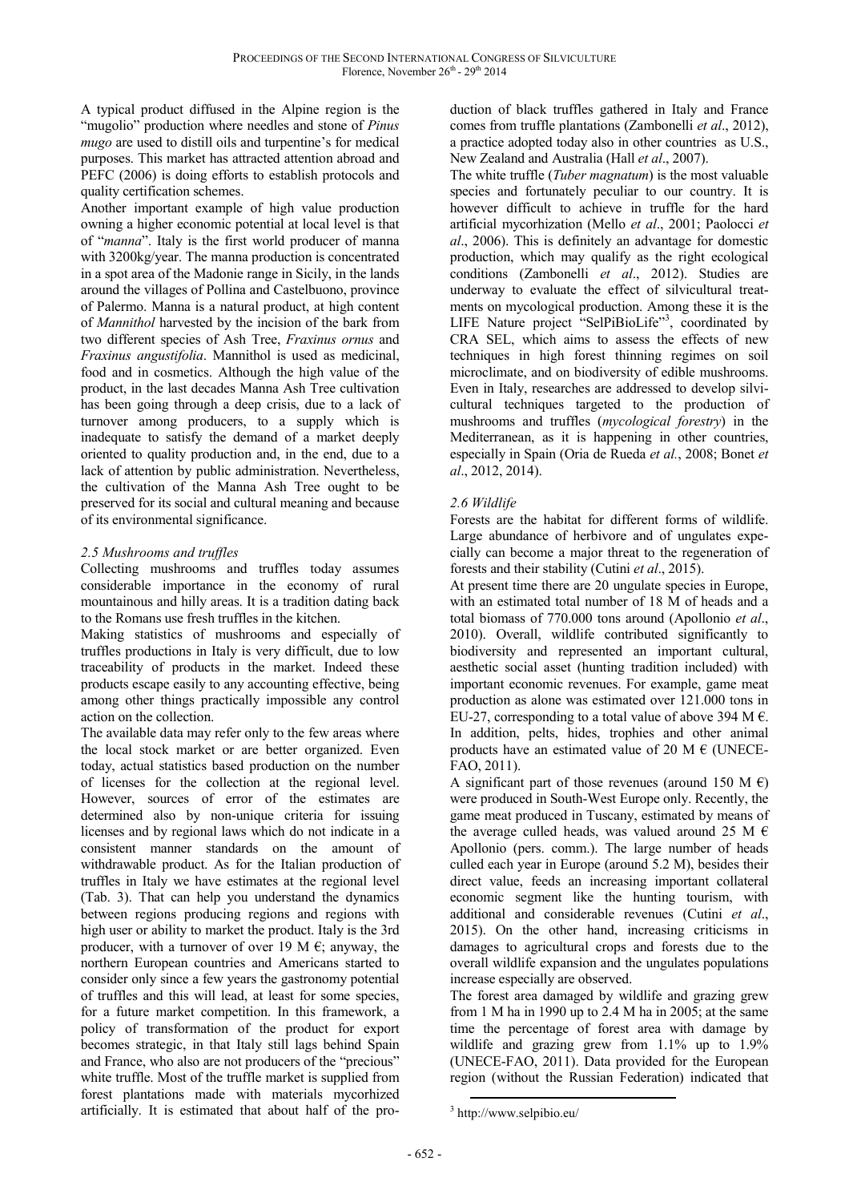A typical product diffused in the Alpine region is the "mugolio" production where needles and stone of *Pinus mugo* are used to distill oils and turpentine's for medical purposes. This market has attracted attention abroad and PEFC (2006) is doing efforts to establish protocols and quality certification schemes.

Another important example of high value production owning a higher economic potential at local level is that of "*manna*". Italy is the first world producer of manna with 3200kg/year. The manna production is concentrated in a spot area of the Madonie range in Sicily, in the lands around the villages of Pollina and Castelbuono, province of Palermo. Manna is a natural product, at high content of *Mannithol* harvested by the incision of the bark from two different species of Ash Tree, *Fraxinus ornus* and *Fraxinus angustifolia*. Mannithol is used as medicinal, food and in cosmetics. Although the high value of the product, in the last decades Manna Ash Tree cultivation has been going through a deep crisis, due to a lack of turnover among producers, to a supply which is inadequate to satisfy the demand of a market deeply oriented to quality production and, in the end, due to a lack of attention by public administration. Nevertheless, the cultivation of the Manna Ash Tree ought to be preserved for its social and cultural meaning and because of its environmental significance.

### *2.5 Mushrooms and truffles*

Collecting mushrooms and truffles today assumes considerable importance in the economy of rural mountainous and hilly areas. It is a tradition dating back to the Romans use fresh truffles in the kitchen.

Making statistics of mushrooms and especially of truffles productions in Italy is very difficult, due to low traceability of products in the market. Indeed these products escape easily to any accounting effective, being among other things practically impossible any control action on the collection.

The available data may refer only to the few areas where the local stock market or are better organized. Even today, actual statistics based production on the number of licenses for the collection at the regional level. However, sources of error of the estimates are determined also by non-unique criteria for issuing licenses and by regional laws which do not indicate in a consistent manner standards on the amount of withdrawable product. As for the Italian production of truffles in Italy we have estimates at the regional level (Tab. 3). That can help you understand the dynamics between regions producing regions and regions with high user or ability to market the product. Italy is the 3rd producer, with a turnover of over 19 M €; anyway, the northern European countries and Americans started to consider only since a few years the gastronomy potential of truffles and this will lead, at least for some species, for a future market competition. In this framework, a policy of transformation of the product for export becomes strategic, in that Italy still lags behind Spain and France, who also are not producers of the "precious" white truffle. Most of the truffle market is supplied from forest plantations made with materials mycorhized artificially. It is estimated that about half of the production of black truffles gathered in Italy and France comes from truffle plantations (Zambonelli *et al*., 2012), a practice adopted today also in other countries as U.S., New Zealand and Australia (Hall *et al*., 2007).

The white truffle (*Tuber magnatum*) is the most valuable species and fortunately peculiar to our country. It is however difficult to achieve in truffle for the hard artificial mycorhization (Mello *et al*., 2001; Paolocci *et al*., 2006). This is definitely an advantage for domestic production, which may qualify as the right ecological conditions (Zambonelli *et al*., 2012). Studies are underway to evaluate the effect of silvicultural treatments on mycological production. Among these it is the LIFE Nature project "SelPiBioLife"[3], coordinated by CRA SEL, which aims to assess the effects of new techniques in high forest thinning regimes on soil microclimate, and on biodiversity of edible mushrooms. Even in Italy, researches are addressed to develop silvicultural techniques targeted to the production of mushrooms and truffles (*mycological forestry*) in the Mediterranean, as it is happening in other countries, especially in Spain (Oria de Rueda *et al.*, 2008; Bonet *et al*., 2012, 2014).

### *2.6 Wildlife*

Forests are the habitat for different forms of wildlife. Large abundance of herbivore and of ungulates expecially can become a major threat to the regeneration of forests and their stability (Cutini *et al*., 2015).

At present time there are 20 ungulate species in Europe, with an estimated total number of 18 M of heads and a total biomass of 770.000 tons around (Apollonio *et al*., 2010). Overall, wildlife contributed significantly to biodiversity and represented an important cultural, aesthetic social asset (hunting tradition included) with important economic revenues. For example, game meat production as alone was estimated over 121.000 tons in EU-27, corresponding to a total value of above 394 M €. In addition, pelts, hides, trophies and other animal products have an estimated value of 20 M € (UNECE-FAO, 2011).

A significant part of those revenues (around 150 M €) were produced in South-West Europe only. Recently, the game meat produced in Tuscany, estimated by means of the average culled heads, was valued around 25 M € Apollonio (pers. comm.). The large number of heads culled each year in Europe (around 5.2 M), besides their direct value, feeds an increasing important collateral economic segment like the hunting tourism, with additional and considerable revenues (Cutini *et al*., 2015). On the other hand, increasing criticisms in damages to agricultural crops and forests due to the overall wildlife expansion and the ungulates populations increase especially are observed.

The forest area damaged by wildlife and grazing grew from 1 M ha in 1990 up to 2.4 M ha in 2005; at the same time the percentage of forest area with damage by wildlife and grazing grew from 1.1% up to 1.9% (UNECE-FAO, 2011). Data provided for the European region (without the Russian Federation) indicated that

[3] http://www.selpibio.eu/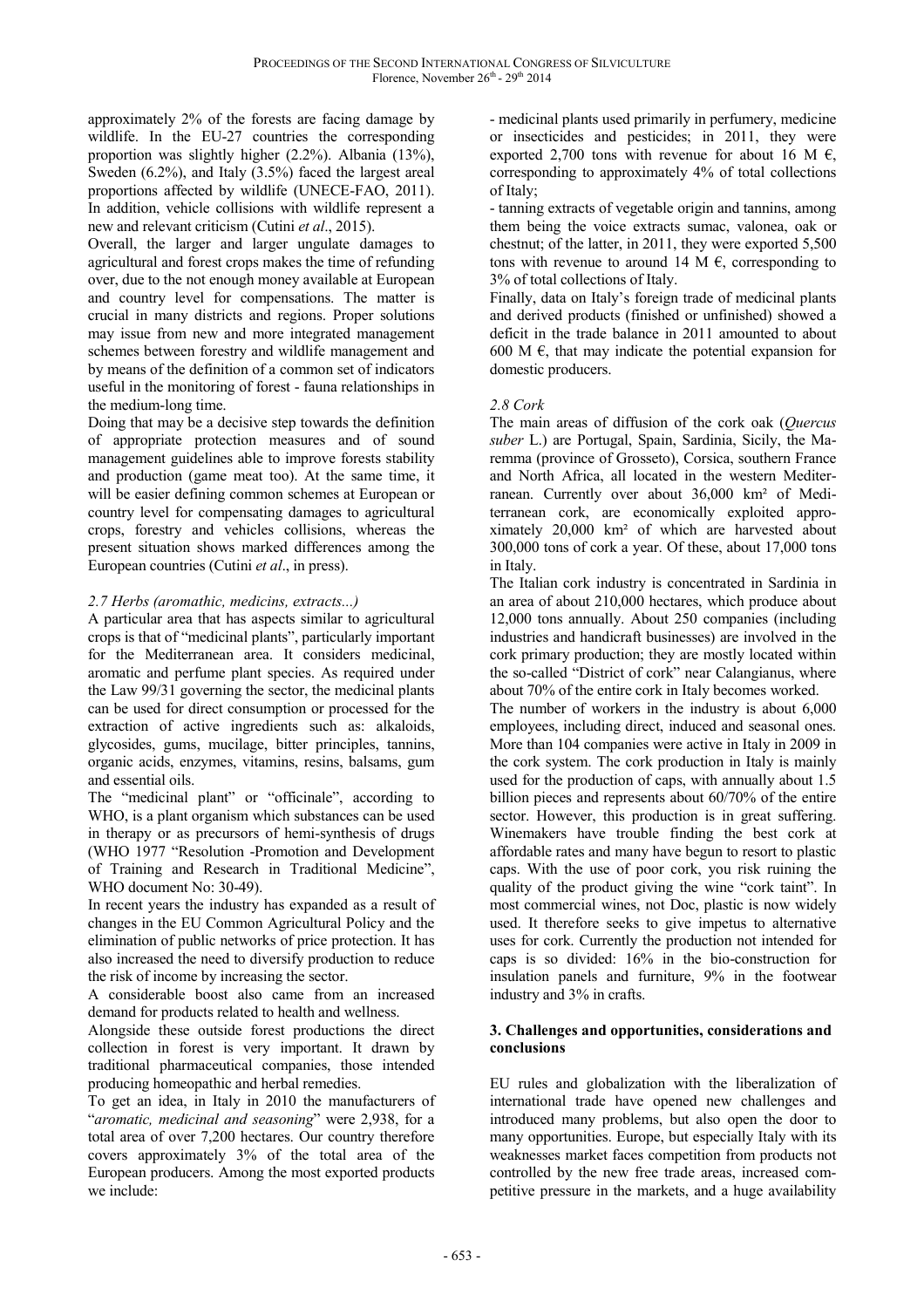approximately 2% of the forests are facing damage by wildlife. In the EU-27 countries the corresponding proportion was slightly higher (2.2%). Albania (13%), Sweden (6.2%), and Italy (3.5%) faced the largest areal proportions affected by wildlife (UNECE-FAO, 2011). In addition, vehicle collisions with wildlife represent a new and relevant criticism (Cutini *et al*., 2015).

Overall, the larger and larger ungulate damages to agricultural and forest crops makes the time of refunding over, due to the not enough money available at European and country level for compensations. The matter is crucial in many districts and regions. Proper solutions may issue from new and more integrated management schemes between forestry and wildlife management and by means of the definition of a common set of indicators useful in the monitoring of forest - fauna relationships in the medium-long time.

Doing that may be a decisive step towards the definition of appropriate protection measures and of sound management guidelines able to improve forests stability and production (game meat too). At the same time, it will be easier defining common schemes at European or country level for compensating damages to agricultural crops, forestry and vehicles collisions, whereas the present situation shows marked differences among the European countries (Cutini *et al*., in press).

### *2.7 Herbs (aromathic, medicins, extracts...)*

A particular area that has aspects similar to agricultural crops is that of "medicinal plants", particularly important for the Mediterranean area. It considers medicinal, aromatic and perfume plant species. As required under the Law 99/31 governing the sector, the medicinal plants can be used for direct consumption or processed for the extraction of active ingredients such as: alkaloids, glycosides, gums, mucilage, bitter principles, tannins, organic acids, enzymes, vitamins, resins, balsams, gum and essential oils.

The "medicinal plant" or "officinale", according to WHO, is a plant organism which substances can be used in therapy or as precursors of hemi-synthesis of drugs (WHO 1977 "Resolution -Promotion and Development of Training and Research in Traditional Medicine", WHO document No: 30-49).

In recent years the industry has expanded as a result of changes in the EU Common Agricultural Policy and the elimination of public networks of price protection. It has also increased the need to diversify production to reduce the risk of income by increasing the sector.

A considerable boost also came from an increased demand for products related to health and wellness.

Alongside these outside forest productions the direct collection in forest is very important. It drawn by traditional pharmaceutical companies, those intended producing homeopathic and herbal remedies.

To get an idea, in Italy in 2010 the manufacturers of "*aromatic, medicinal and seasoning*" were 2,938, for a total area of over 7,200 hectares. Our country therefore covers approximately 3% of the total area of the European producers. Among the most exported products we include:

- medicinal plants used primarily in perfumery, medicine or insecticides and pesticides; in 2011, they were exported 2,700 tons with revenue for about 16 M €, corresponding to approximately 4% of total collections of Italy;
- tanning extracts of vegetable origin and tannins, among them being the voice extracts sumac, valonea, oak or chestnut; of the latter, in 2011, they were exported 5,500 tons with revenue to around 14 M €, corresponding to 3% of total collections of Italy.

Finally, data on Italy's foreign trade of medicinal plants and derived products (finished or unfinished) showed a deficit in the trade balance in 2011 amounted to about 600 M €, that may indicate the potential expansion for domestic producers.

### *2.8 Cork*

The main areas of diffusion of the cork oak (*Quercus suber* L.) are Portugal, Spain, Sardinia, Sicily, the Maremma (province of Grosseto), Corsica, southern France and North Africa, all located in the western Mediterranean. Currently over about 36,000 km² of Mediterranean cork, are economically exploited approximately 20,000 km² of which are harvested about 300,000 tons of cork a year. Of these, about 17,000 tons in Italy.

The Italian cork industry is concentrated in Sardinia in an area of about 210,000 hectares, which produce about 12,000 tons annually. About 250 companies (including industries and handicraft businesses) are involved in the cork primary production; they are mostly located within the so-called "District of cork" near Calangianus, where about 70% of the entire cork in Italy becomes worked.

The number of workers in the industry is about 6,000 employees, including direct, induced and seasonal ones. More than 104 companies were active in Italy in 2009 in the cork system. The cork production in Italy is mainly used for the production of caps, with annually about 1.5 billion pieces and represents about 60/70% of the entire sector. However, this production is in great suffering. Winemakers have trouble finding the best cork at affordable rates and many have begun to resort to plastic caps. With the use of poor cork, you risk ruining the quality of the product giving the wine "cork taint". In most commercial wines, not Doc, plastic is now widely used. It therefore seeks to give impetus to alternative uses for cork. Currently the production not intended for caps is so divided: 16% in the bio-construction for insulation panels and furniture, 9% in the footwear industry and 3% in crafts.

## 3. Challenges and opportunities, considerations and conclusions

EU rules and globalization with the liberalization of international trade have opened new challenges and introduced many problems, but also open the door to many opportunities. Europe, but especially Italy with its weaknesses market faces competition from products not controlled by the new free trade areas, increased competitive pressure in the markets, and a huge availability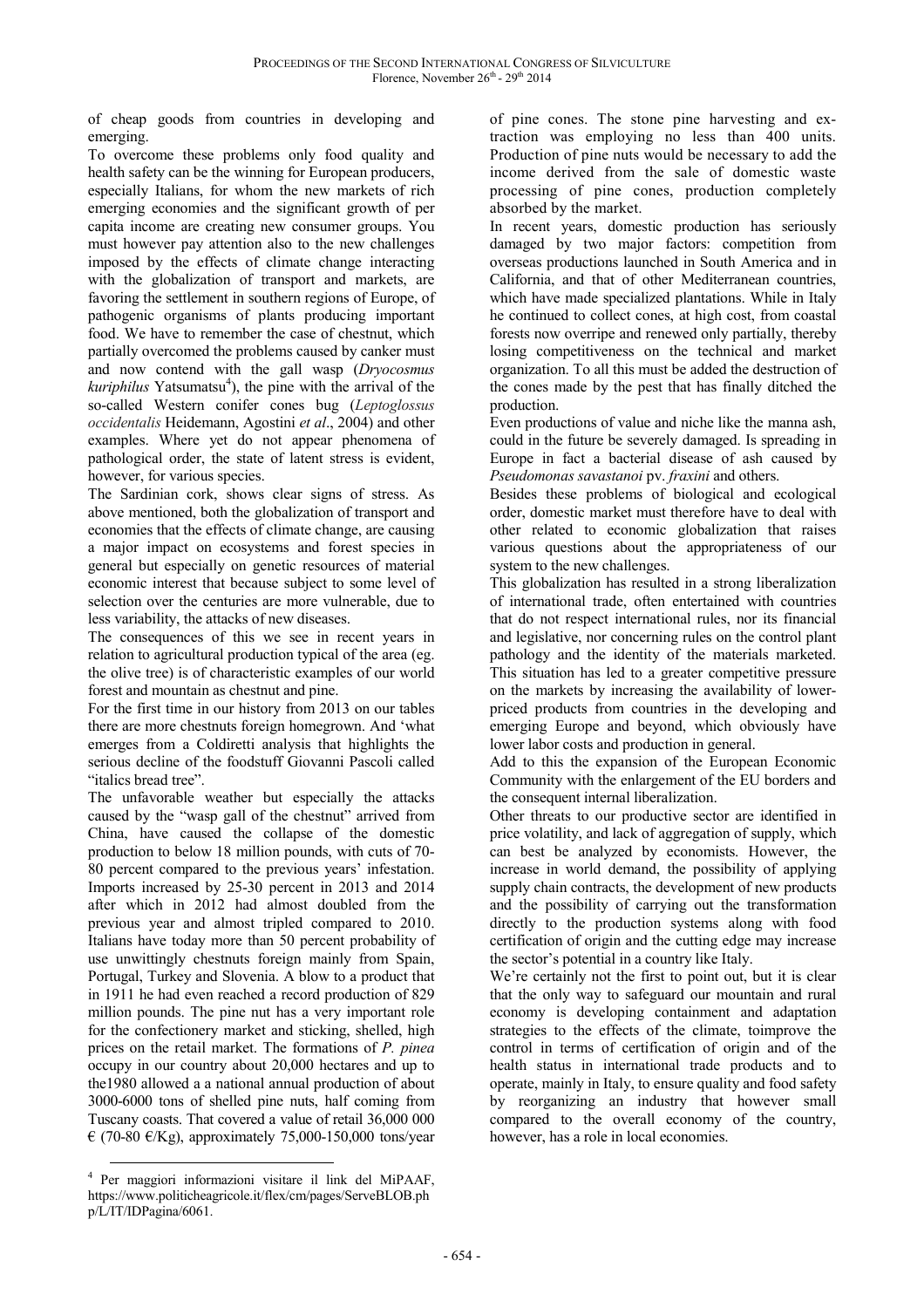of cheap goods from countries in developing and emerging.

To overcome these problems only food quality and health safety can be the winning for European producers, especially Italians, for whom the new markets of rich emerging economies and the significant growth of per capita income are creating new consumer groups. You must however pay attention also to the new challenges imposed by the effects of climate change interacting with the globalization of transport and markets, are favoring the settlement in southern regions of Europe, of pathogenic organisms of plants producing important food. We have to remember the case of chestnut, which partially overcomed the problems caused by canker must and now contend with the gall wasp (*Dryocosmus kuriphilus* Yatsumatsu[4]), the pine with the arrival of the so-called Western conifer cones bug (*Leptoglossus occidentalis* Heidemann, Agostini *et al*., 2004) and other examples. Where yet do not appear phenomena of pathological order, the state of latent stress is evident, however, for various species.

The Sardinian cork, shows clear signs of stress. As above mentioned, both the globalization of transport and economies that the effects of climate change, are causing a major impact on ecosystems and forest species in general but especially on genetic resources of material economic interest that because subject to some level of selection over the centuries are more vulnerable, due to less variability, the attacks of new diseases.

The consequences of this we see in recent years in relation to agricultural production typical of the area (eg. the olive tree) is of characteristic examples of our world forest and mountain as chestnut and pine.

For the first time in our history from 2013 on our tables there are more chestnuts foreign homegrown. And 'what emerges from a Coldiretti analysis that highlights the serious decline of the foodstuff Giovanni Pascoli called "italics bread tree".

The unfavorable weather but especially the attacks caused by the "wasp gall of the chestnut" arrived from China, have caused the collapse of the domestic production to below 18 million pounds, with cuts of 70-80 percent compared to the previous years' infestation. Imports increased by 25-30 percent in 2013 and 2014 after which in 2012 had almost doubled from the previous year and almost tripled compared to 2010. Italians have today more than 50 percent probability of use unwittingly chestnuts foreign mainly from Spain, Portugal, Turkey and Slovenia. A blow to a product that in 1911 he had even reached a record production of 829 million pounds. The pine nut has a very important role for the confectionery market and sticking, shelled, high prices on the retail market. The formations of *P. pinea* occupy in our country about 20,000 hectares and up to the1980 allowed a a national annual production of about 3000-6000 tons of shelled pine nuts, half coming from Tuscany coasts. That covered a value of retail 36,000 000 € (70-80 €/Kg), approximately 75,000-150,000 tons/year of pine cones. The stone pine harvesting and extraction was employing no less than 400 units. Production of pine nuts would be necessary to add the income derived from the sale of domestic waste processing of pine cones, production completely absorbed by the market.

In recent years, domestic production has seriously damaged by two major factors: competition from overseas productions launched in South America and in California, and that of other Mediterranean countries, which have made specialized plantations. While in Italy he continued to collect cones, at high cost, from coastal forests now overripe and renewed only partially, thereby losing competitiveness on the technical and market organization. To all this must be added the destruction of the cones made by the pest that has finally ditched the production.

Even productions of value and niche like the manna ash, could in the future be severely damaged. Is spreading in Europe in fact a bacterial disease of ash caused by *Pseudomonas savastanoi* pv. *fraxini* and others.

Besides these problems of biological and ecological order, domestic market must therefore have to deal with other related to economic globalization that raises various questions about the appropriateness of our system to the new challenges.

This globalization has resulted in a strong liberalization of international trade, often entertained with countries that do not respect international rules, nor its financial and legislative, nor concerning rules on the control plant pathology and the identity of the materials marketed. This situation has led to a greater competitive pressure on the markets by increasing the availability of lower-priced products from countries in the developing and emerging Europe and beyond, which obviously have lower labor costs and production in general.

Add to this the expansion of the European Economic Community with the enlargement of the EU borders and the consequent internal liberalization.

Other threats to our productive sector are identified in price volatility, and lack of aggregation of supply, which can best be analyzed by economists. However, the increase in world demand, the possibility of applying supply chain contracts, the development of new products and the possibility of carrying out the transformation directly to the production systems along with food certification of origin and the cutting edge may increase the sector's potential in a country like Italy.

We're certainly not the first to point out, but it is clear that the only way to safeguard our mountain and rural economy is developing containment and adaptation strategies to the effects of the climate, toimprove the control in terms of certification of origin and of the health status in international trade products and to operate, mainly in Italy, to ensure quality and food safety by reorganizing an industry that however small compared to the overall economy of the country, however, has a role in local economies.

---

[4] Per maggiori informazioni visitare il link del MiPAAF, https://www.politicheagricole.it/flex/cm/pages/ServeBLOB.php/L/IT/IDPagina/6061.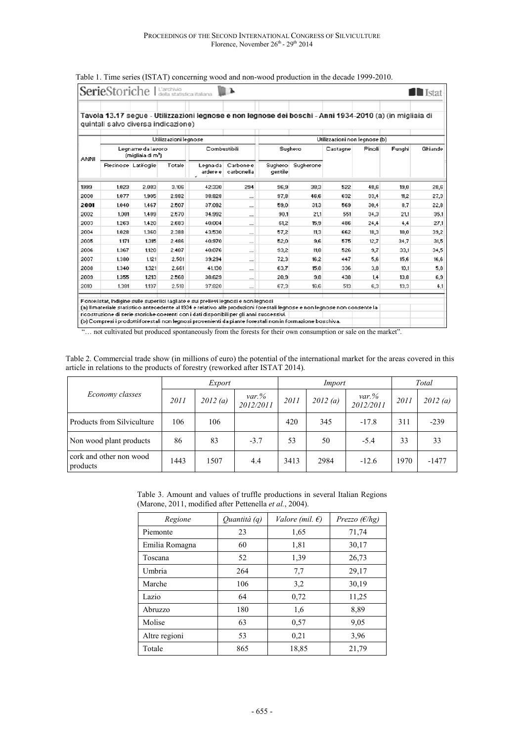Table 1. Time series (ISTAT) concerning wood and non-wood production in the decade 1999-2010.

SerieStoriche | L'archivio della statistica italiana — Istat

Tavola 13.17 segue - Utilizzazioni legnose e non legnose dei boschi - Anni 1934-2010 (a) (in migliaia di quintali salvo diversa indicazione)

| ANNI | Utilizzazioni legnose | | | | | Utilizzazioni non legnose (b) | | | | | |
|---|---|---|---|---|---|---|---|---|---|---|---|
| | Legname da lavoro (migliaia di m³) | | | Combustibili | | Sughero | | Castagne | Pinoli | Funghi | Ghiande |
| | Resinose | Latifoglie | Totale | Legna da ardere | Carbone e carbonella | Sughero gentile | Sugherone | | | | |
| 1999 | 1.023 | 2.083 | 3.106 | 42.330 | 294 | 96,9 | 38,3 | 522 | 48,6 | 19,0 | 28,6 |
| 2000 | 1.077 | 1.905 | 2.982 | 38.828 | .... | 97,8 | 46,6 | 632 | 33,4 | 11,2 | 27,3 |
| **2001** | 1.040 | 1.467 | 2.507 | 37.092 | .... | 59,0 | 31,3 | 569 | 30,4 | 8,7 | 22,8 |
| 2002 | 1.081 | 1.489 | 2.570 | 34.992 | .... | 90,1 | 21,1 | 551 | 34,3 | 21,1 | 35,1 |
| 2003 | 1.263 | 1.420 | 2.683 | 40.004 | .... | 61,2 | 15,9 | 486 | 24,4 | 4,4 | 27,1 |
| 2004 | 1.028 | 1.360 | 2.388 | 43.530 | .... | 57,2 | 11,3 | 662 | 18,3 | 10,0 | 39,2 |
| 2005 | 1.171 | 1.315 | 2.486 | 40.970 | .... | 52,0 | 9,6 | 575 | 12,7 | 34,7 | 31,5 |
| 2006 | 1.367 | 1.120 | 2.487 | 40.076 | .... | 93,2 | 11,8 | 526 | 9,7 | 33,1 | 34,5 |
| 2007 | 1.380 | 1.121 | 2.501 | 39.294 | .... | 72,3 | 16,2 | 447 | 5,6 | 15,6 | 16,6 |
| 2008 | 1.340 | 1.321 | 2.661 | 41.130 | .... | 63,7 | 15,8 | 336 | 3,8 | 10,1 | 5,8 |
| 2009 | 1.355 | 1.213 | 2.568 | 38.629 | .... | 20,9 | 9,8 | 438 | 1,4 | 13,8 | 6,9 |
| 2010 | 1.381 | 1.137 | 2.518 | 37.820 | .... | 67,3 | 16,6 | 513 | 6,3 | 13,3 | 4,1 |

Fonte: Istat, Indagine sulle superfici tagliate e sui prelievi legnosi e non legnosi
(a) Il materiale statistico antecedente al 1934 e relativo alle produzioni forestali legnose e non legnose non consente la ricostruzione di serie storiche coerenti con i dati disponibili per gli anni successivi.
(b) Compresi i prodotti forestali non legnosi provenienti da piante forestali non in formazione boschiva.

"… not cultivated but produced spontaneously from the forests for their own consumption or sale on the market".

Table 2. Commercial trade show (in millions of euro) the potential of the international market for the areas covered in this article in relations to the products of forestry (reworked after ISTAT 2014).

| *Economy classes* | *Export* | | | *Import* | | | *Total* | |
|---|---|---|---|---|---|---|---|---|
| | *2011* | *2012 (a)* | *var.% 2012/2011* | *2011* | *2012 (a)* | *var.% 2012/2011* | *2011* | *2012 (a)* |
| Products from Silviculture | 106 | 106 | | 420 | 345 | -17.8 | 311 | -239 |
| Non wood plant products | 86 | 83 | -3.7 | 53 | 50 | -5.4 | 33 | 33 |
| cork and other non wood products | 1443 | 1507 | 4.4 | 3413 | 2984 | -12.6 | 1970 | -1477 |

Table 3. Amount and values of truffle productions in several Italian Regions (Marone, 2011, modified after Pettenella *et al.*, 2004).

| *Regione* | *Quantità (q)* | *Valore (mil. €)* | *Prezzo (€/hg)* |
|---|---|---|---|
| Piemonte | 23 | 1,65 | 71,74 |
| Emilia Romagna | 60 | 1,81 | 30,17 |
| Toscana | 52 | 1,39 | 26,73 |
| Umbria | 264 | 7,7 | 29,17 |
| Marche | 106 | 3,2 | 30,19 |
| Lazio | 64 | 0,72 | 11,25 |
| Abruzzo | 180 | 1,6 | 8,89 |
| Molise | 63 | 0,57 | 9,05 |
| Altre regioni | 53 | 0,21 | 3,96 |
| Totale | 865 | 18,85 | 21,79 |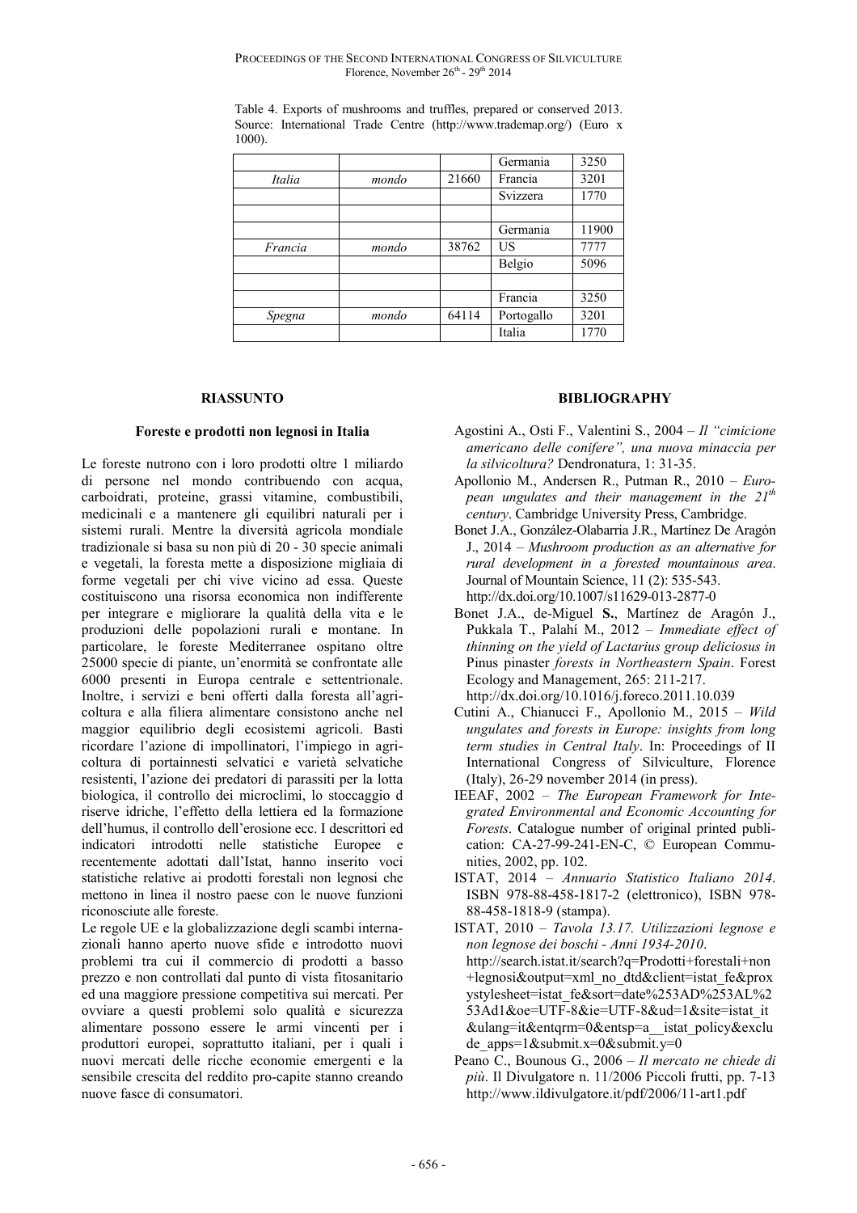Table 4. Exports of mushrooms and truffles, prepared or conserved 2013. Source: International Trade Centre (http://www.trademap.org/) (Euro x 1000).

| | | | | |
|---|---|---|---|---|
| | | | Germania | 3250 |
| *Italia* | *mondo* | 21660 | Francia | 3201 |
| | | | Svizzera | 1770 |
| | | | | |
| | | | Germania | 11900 |
| *Francia* | *mondo* | 38762 | US | 7777 |
| | | | Belgio | 5096 |
| | | | | |
| | | | Francia | 3250 |
| *Spegna* | *mondo* | 64114 | Portogallo | 3201 |
| | | | Italia | 1770 |

## RIASSUNTO

### Foreste e prodotti non legnosi in Italia

Le foreste nutrono con i loro prodotti oltre 1 miliardo di persone nel mondo contribuendo con acqua, carboidrati, proteine, grassi vitamine, combustibili, medicinali e a mantenere gli equilibri naturali per i sistemi rurali. Mentre la diversità agricola mondiale tradizionale si basa su non più di 20 - 30 specie animali e vegetali, la foresta mette a disposizione migliaia di forme vegetali per chi vive vicino ad essa. Queste costituiscono una risorsa economica non indifferente per integrare e migliorare la qualità della vita e le produzioni delle popolazioni rurali e montane. In particolare, le foreste Mediterranee ospitano oltre 25000 specie di piante, un'enormità se confrontate alle 6000 presenti in Europa centrale e settentrionale. Inoltre, i servizi e beni offerti dalla foresta all'agricoltura e alla filiera alimentare consistono anche nel maggior equilibrio degli ecosistemi agricoli. Basti ricordare l'azione di impollinatori, l'impiego in agricoltura di portainnesti selvatici e varietà selvatiche resistenti, l'azione dei predatori di parassiti per la lotta biologica, il controllo dei microclimi, lo stoccaggio d riserve idriche, l'effetto della lettiera ed la formazione dell'humus, il controllo dell'erosione ecc. I descrittori ed indicatori introdotti nelle statistiche Europee e recentemente adottati dall'Istat, hanno inserito voci statistiche relative ai prodotti forestali non legnosi che mettono in linea il nostro paese con le nuove funzioni riconosciute alle foreste.

Le regole UE e la globalizzazione degli scambi internazionali hanno aperto nuove sfide e introdotto nuovi problemi tra cui il commercio di prodotti a basso prezzo e non controllati dal punto di vista fitosanitario ed una maggiore pressione competitiva sui mercati. Per ovviare a questi problemi solo qualità e sicurezza alimentare possono essere le armi vincenti per i produttori europei, soprattutto italiani, per i quali i nuovi mercati delle ricche economie emergenti e la sensibile crescita del reddito pro-capite stanno creando nuove fasce di consumatori.

## BIBLIOGRAPHY

Agostini A., Osti F., Valentini S., 2004 – *Il "cimicione americano delle conifere", una nuova minaccia per la silvicoltura?* Dendronatura, 1: 31-35.

Apollonio M., Andersen R., Putman R., 2010 – *European ungulates and their management in the 21th century*. Cambridge University Press, Cambridge.

Bonet J.A., González-Olabarria J.R., Martínez De Aragón J., 2014 – *Mushroom production as an alternative for rural development in a forested mountainous area*. Journal of Mountain Science, 11 (2): 535-543. http://dx.doi.org/10.1007/s11629-013-2877-0

Bonet J.A., de-Miguel **S.**, Martínez de Aragón J., Pukkala T., Palahí M., 2012 – *Immediate effect of thinning on the yield of Lactarius group deliciosus in* Pinus pinaster *forests in Northeastern Spain*. Forest Ecology and Management, 265: 211-217. http://dx.doi.org/10.1016/j.foreco.2011.10.039

Cutini A., Chianucci F., Apollonio M., 2015 – *Wild ungulates and forests in Europe: insights from long term studies in Central Italy*. In: Proceedings of II International Congress of Silviculture, Florence (Italy), 26-29 november 2014 (in press).

IEEAF, 2002 – *The European Framework for Integrated Environmental and Economic Accounting for Forests*. Catalogue number of original printed publication: CA-27-99-241-EN-C, © European Communities, 2002, pp. 102.

ISTAT, 2014 – *Annuario Statistico Italiano 2014*. ISBN 978-88-458-1817-2 (elettronico), ISBN 978-88-458-1818-9 (stampa).

ISTAT, 2010 – *Tavola 13.17. Utilizzazioni legnose e non legnose dei boschi - Anni 1934-2010*. http://search.istat.it/search?q=Prodotti+forestali+non+legnosi&output=xml_no_dtd&client=istat_fe&proxystylesheet=istat_fe&sort=date%253AD%253AL%253Ad1&oe=UTF-8&ie=UTF-8&ud=1&site=istat_it&ulang=it&entqrm=0&entsp=a__istat_policy&exclude_apps=1&submit.x=0&submit.y=0

Peano C., Bounous G., 2006 – *Il mercato ne chiede di più*. Il Divulgatore n. 11/2006 Piccoli frutti, pp. 7-13 http://www.ildivulgatore.it/pdf/2006/11-art1.pdf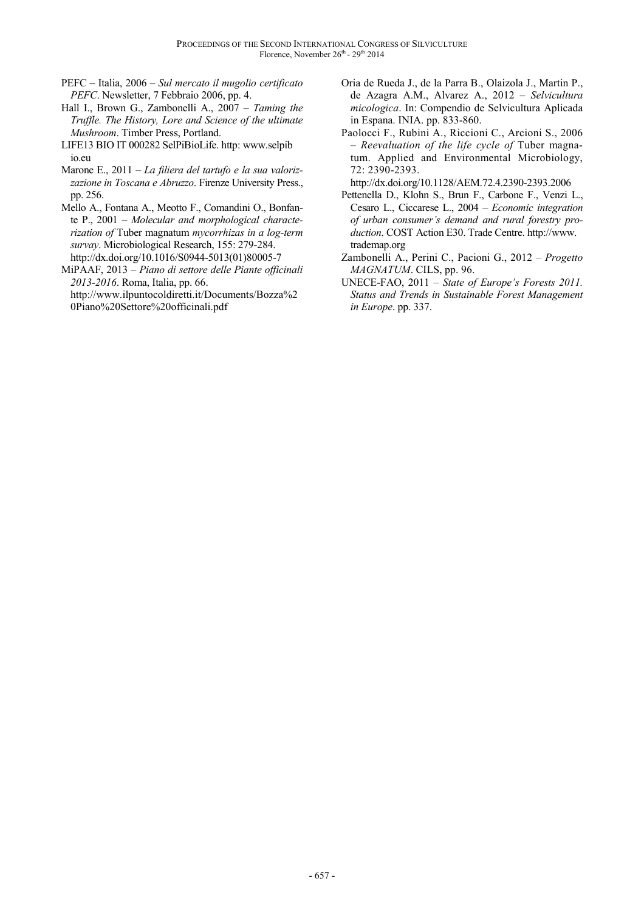PEFC – Italia, 2006 – *Sul mercato il mugolio certificato PEFC*. Newsletter, 7 Febbraio 2006, pp. 4.

Hall I., Brown G., Zambonelli A., 2007 – *Taming the Truffle. The History, Lore and Science of the ultimate Mushroom*. Timber Press, Portland.

LIFE13 BIO IT 000282 SelPiBioLife. http: www.selpib io.eu

Marone E., 2011 – *La filiera del tartufo e la sua valorizzazione in Toscana e Abruzzo*. Firenze University Press., pp. 256.

Mello A., Fontana A., Meotto F., Comandini O., Bonfante P., 2001 – *Molecular and morphological characterization of* Tuber magnatum *mycorrhizas in a log-term survay*. Microbiological Research, 155: 279-284. http://dx.doi.org/10.1016/S0944-5013(01)80005-7

MiPAAF, 2013 – *Piano di settore delle Piante officinali 2013-2016*. Roma, Italia, pp. 66. http://www.ilpuntocoldiretti.it/Documents/Bozza%20Piano%20Settore%20officinali.pdf

Oria de Rueda J., de la Parra B., Olaizola J., Martin P., de Azagra A.M., Alvarez A., 2012 – *Selvicultura micologica*. In: Compendio de Selvicultura Aplicada in Espana. INIA. pp. 833-860.

Paolocci F., Rubini A., Riccioni C., Arcioni S., 2006 – *Reevaluation of the life cycle of* Tuber magnatum. Applied and Environmental Microbiology, 72: 2390-2393. http://dx.doi.org/10.1128/AEM.72.4.2390-2393.2006

Pettenella D., Klohn S., Brun F., Carbone F., Venzi L., Cesaro L., Ciccarese L., 2004 – *Economic integration of urban consumer's demand and rural forestry production*. COST Action E30. Trade Centre. http://www.trademap.org

Zambonelli A., Perini C., Pacioni G., 2012 – *Progetto MAGNATUM*. CILS, pp. 96.

UNECE-FAO, 2011 – *State of Europe's Forests 2011. Status and Trends in Sustainable Forest Management in Europe*. pp. 337.